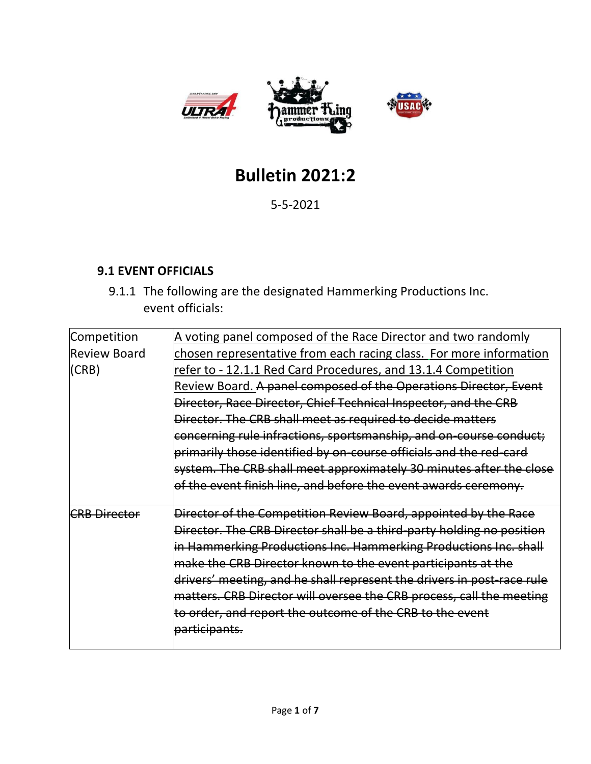# Bulletin 2021:2

5-5-2021

### 9.1 EVENT OFFICIALS

9.1.1 The following are the designated Hammerking Productions Inc. event officials:

| | |
|---|---|
| Competition Review Board (CRB) | <u>A voting panel composed of the Race Director and two randomly chosen representative from each racing class. For more information refer to - 12.1.1 Red Card Procedures, and 13.1.4 Competition Review Board.</u> ~~A panel composed of the Operations Director, Event Director, Race Director, Chief Technical Inspector, and the CRB Director. The CRB shall meet as required to decide matters concerning rule infractions, sportsmanship, and on-course conduct; primarily those identified by on-course officials and the red-card system. The CRB shall meet approximately 30 minutes after the close of the event finish line, and before the event awards ceremony.~~ |
| ~~CRB Director~~ | ~~Director of the Competition Review Board, appointed by the Race Director. The CRB Director shall be a third-party holding no position in Hammerking Productions Inc. Hammerking Productions Inc. shall make the CRB Director known to the event participants at the drivers' meeting, and he shall represent the drivers in post-race rule matters. CRB Director will oversee the CRB process, call the meeting to order, and report the outcome of the CRB to the event participants.~~ |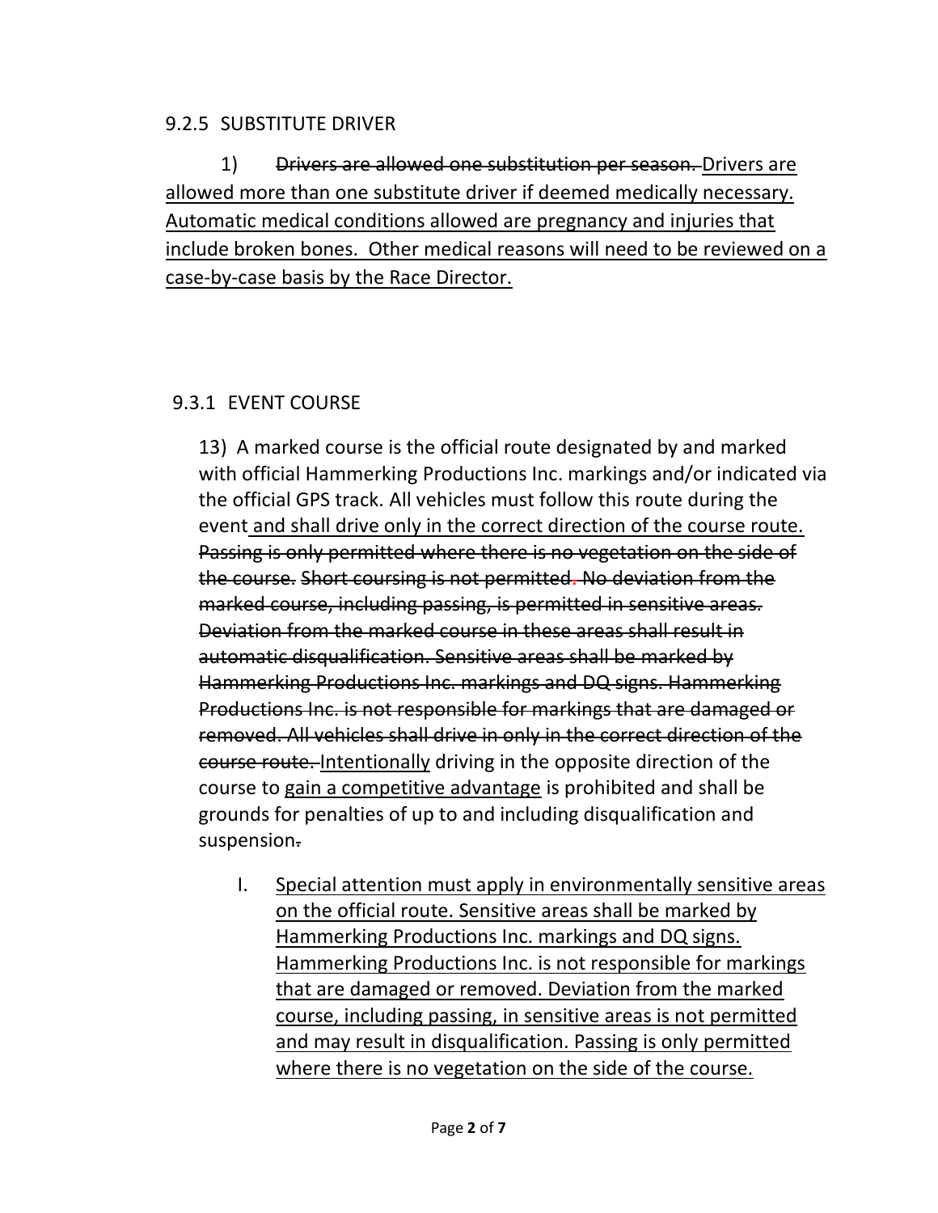### 9.2.5 SUBSTITUTE DRIVER

1) ~~Drivers are allowed one substitution per season.~~ Drivers are allowed more than one substitute driver if deemed medically necessary. Automatic medical conditions allowed are pregnancy and injuries that include broken bones. Other medical reasons will need to be reviewed on a case-by-case basis by the Race Director.

### 9.3.1 EVENT COURSE

13) A marked course is the official route designated by and marked with official Hammerking Productions Inc. markings and/or indicated via the official GPS track. All vehicles must follow this route during the event and shall drive only in the correct direction of the course route. ~~Passing is only permitted where there is no vegetation on the side of the course. Short coursing is not permitted. No deviation from the marked course, including passing, is permitted in sensitive areas. Deviation from the marked course in these areas shall result in automatic disqualification. Sensitive areas shall be marked by Hammerking Productions Inc. markings and DQ signs. Hammerking Productions Inc. is not responsible for markings that are damaged or removed. All vehicles shall drive in only in the correct direction of the course route.~~ Intentionally driving in the opposite direction of the course to gain a competitive advantage is prohibited and shall be grounds for penalties of up to and including disqualification and suspension~~.~~

I. Special attention must apply in environmentally sensitive areas on the official route. Sensitive areas shall be marked by Hammerking Productions Inc. markings and DQ signs. Hammerking Productions Inc. is not responsible for markings that are damaged or removed. Deviation from the marked course, including passing, in sensitive areas is not permitted and may result in disqualification. Passing is only permitted where there is no vegetation on the side of the course.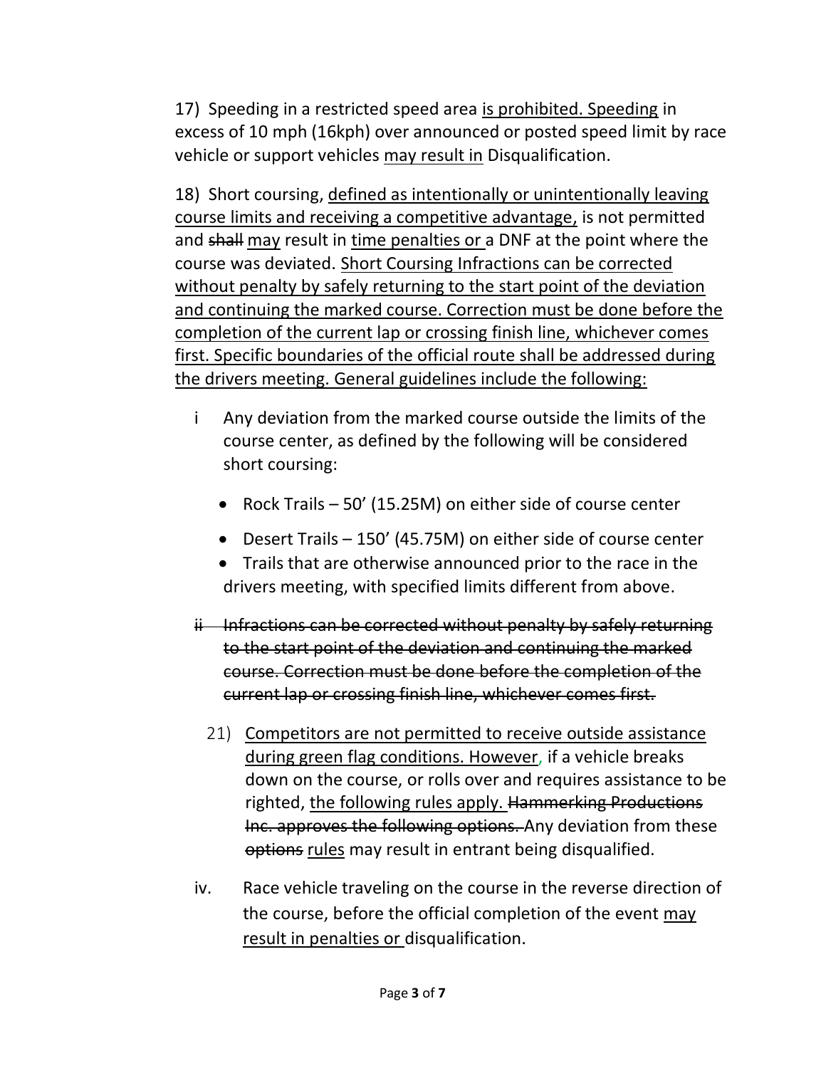17) Speeding in a restricted speed area is prohibited. Speeding in excess of 10 mph (16kph) over announced or posted speed limit by race vehicle or support vehicles may result in Disqualification.

18) Short coursing, defined as intentionally or unintentionally leaving course limits and receiving a competitive advantage, is not permitted and ~~shall~~ may result in time penalties or a DNF at the point where the course was deviated. Short Coursing Infractions can be corrected without penalty by safely returning to the start point of the deviation and continuing the marked course. Correction must be done before the completion of the current lap or crossing finish line, whichever comes first. Specific boundaries of the official route shall be addressed during the drivers meeting. General guidelines include the following:

i Any deviation from the marked course outside the limits of the course center, as defined by the following will be considered short coursing:

- Rock Trails – 50' (15.25M) on either side of course center
- Desert Trails – 150' (45.75M) on either side of course center
- Trails that are otherwise announced prior to the race in the drivers meeting, with specified limits different from above.

~~ii Infractions can be corrected without penalty by safely returning to the start point of the deviation and continuing the marked course. Correction must be done before the completion of the current lap or crossing finish line, whichever comes first.~~

21) Competitors are not permitted to receive outside assistance during green flag conditions. However, if a vehicle breaks down on the course, or rolls over and requires assistance to be righted, the following rules apply. ~~Hammerking Productions Inc. approves the following options.~~ Any deviation from these ~~options~~ rules may result in entrant being disqualified.

iv. Race vehicle traveling on the course in the reverse direction of the course, before the official completion of the event may result in penalties or disqualification.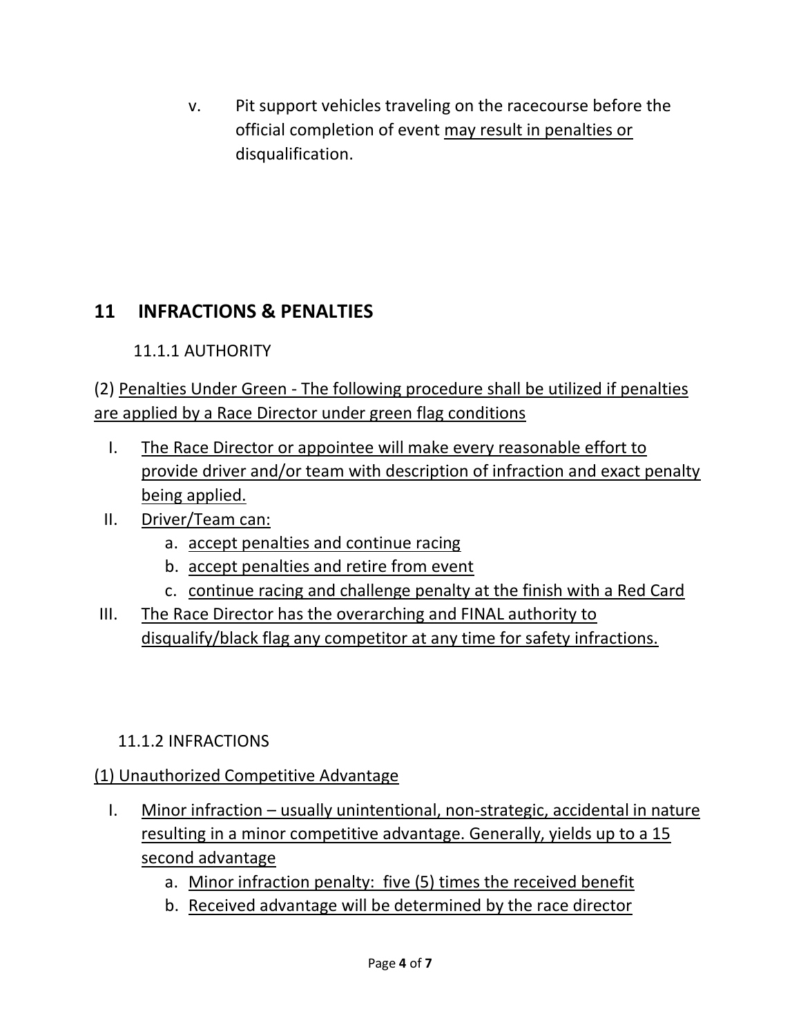v. Pit support vehicles traveling on the racecourse before the official completion of event <u>may result in penalties or</u> disqualification.

## 11 INFRACTIONS & PENALTIES

### 11.1.1 AUTHORITY

(2) Penalties Under Green - The following procedure shall be utilized if penalties are applied by a Race Director under green flag conditions

I. The Race Director or appointee will make every reasonable effort to provide driver and/or team with description of infraction and exact penalty being applied.
II. Driver/Team can:
   a. accept penalties and continue racing
   b. accept penalties and retire from event
   c. continue racing and challenge penalty at the finish with a Red Card
III. The Race Director has the overarching and FINAL authority to disqualify/black flag any competitor at any time for safety infractions.

### 11.1.2 INFRACTIONS

(1) Unauthorized Competitive Advantage

I. Minor infraction – usually unintentional, non-strategic, accidental in nature resulting in a minor competitive advantage. Generally, yields up to a 15 second advantage
   a. Minor infraction penalty: five (5) times the received benefit
   b. Received advantage will be determined by the race director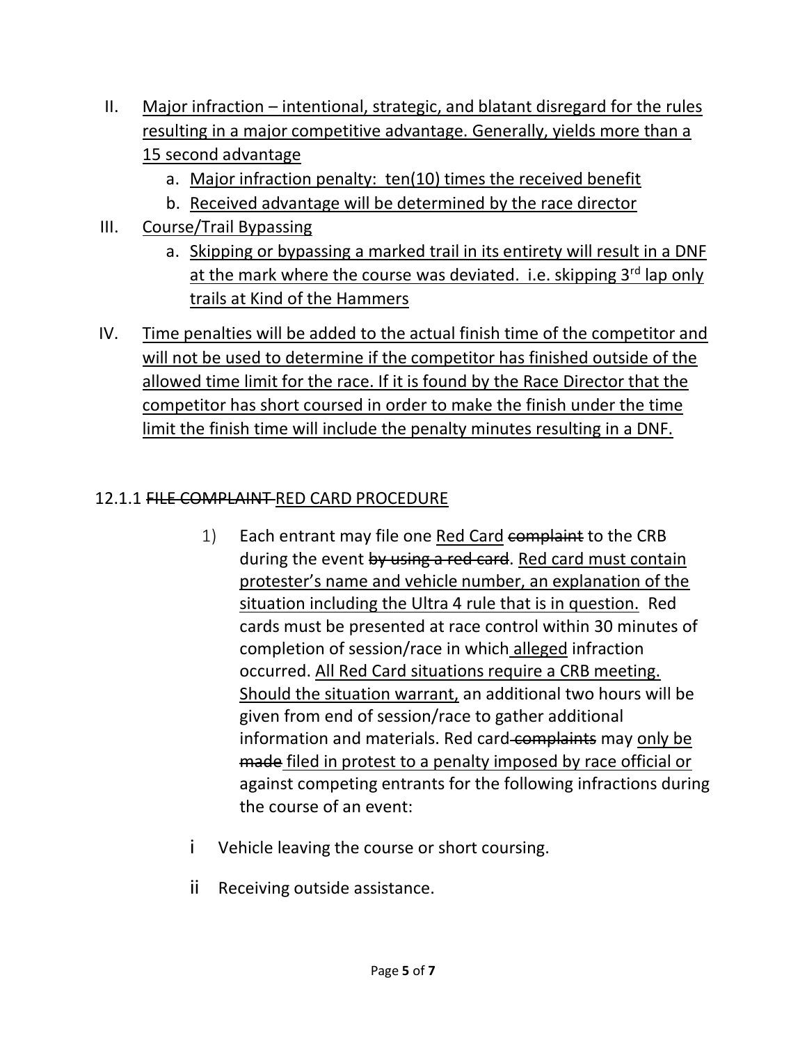II. Major infraction – intentional, strategic, and blatant disregard for the rules resulting in a major competitive advantage. Generally, yields more than a 15 second advantage
   a. Major infraction penalty: ten(10) times the received benefit
   b. Received advantage will be determined by the race director

III. Course/Trail Bypassing
   a. Skipping or bypassing a marked trail in its entirety will result in a DNF at the mark where the course was deviated. i.e. skipping 3rd lap only trails at Kind of the Hammers

IV. Time penalties will be added to the actual finish time of the competitor and will not be used to determine if the competitor has finished outside of the allowed time limit for the race. If it is found by the Race Director that the competitor has short coursed in order to make the finish under the time limit the finish time will include the penalty minutes resulting in a DNF.

## 12.1.1 ~~FILE COMPLAINT~~ RED CARD PROCEDURE

1) Each entrant may file one Red Card ~~complaint~~ to the CRB during the event ~~by using a red card~~. Red card must contain protester's name and vehicle number, an explanation of the situation including the Ultra 4 rule that is in question. Red cards must be presented at race control within 30 minutes of completion of session/race in which alleged infraction occurred. All Red Card situations require a CRB meeting. Should the situation warrant, an additional two hours will be given from end of session/race to gather additional information and materials. Red card ~~complaints~~ may only be ~~made~~ filed in protest to a penalty imposed by race official or against competing entrants for the following infractions during the course of an event:

i Vehicle leaving the course or short coursing.

ii Receiving outside assistance.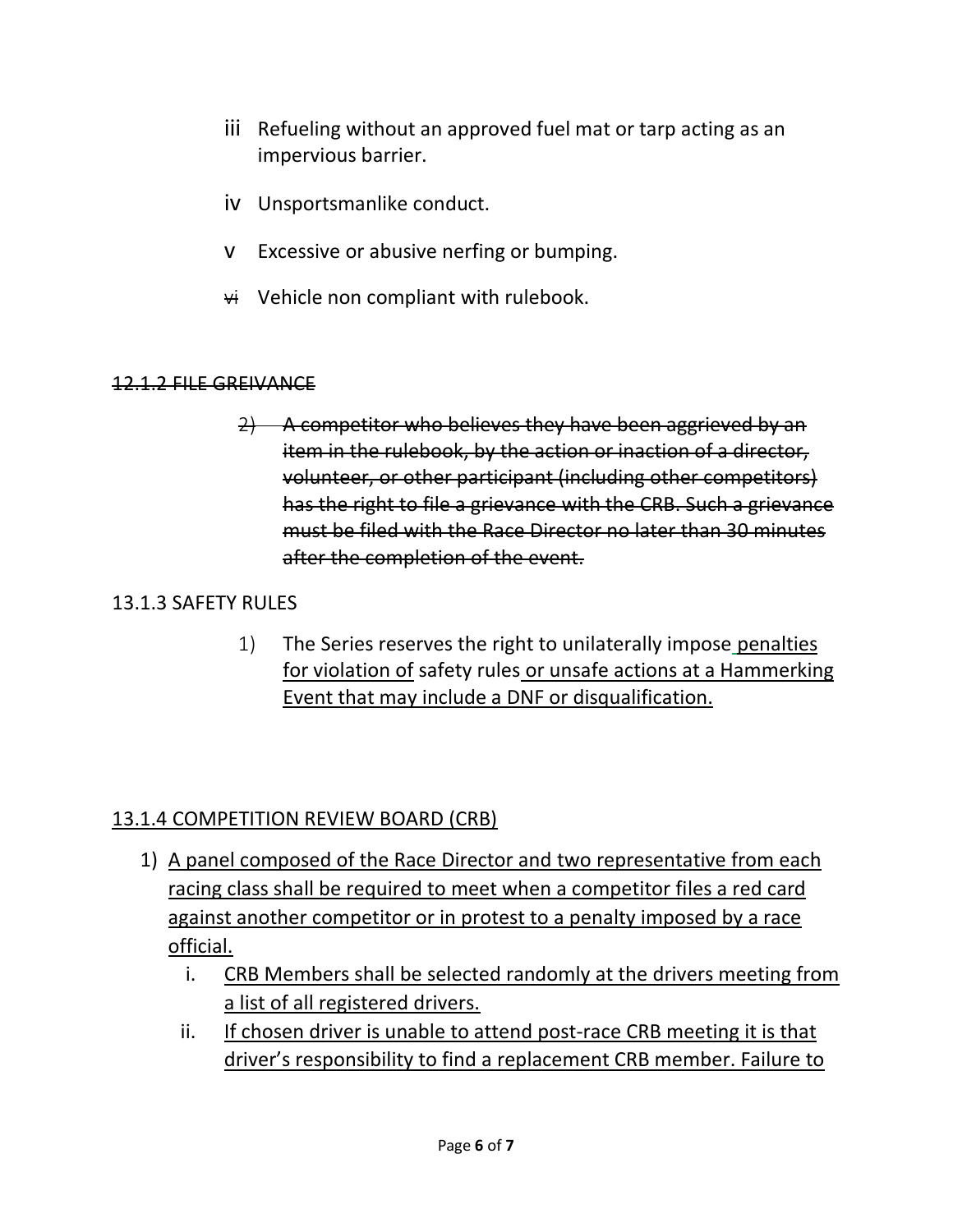iii Refueling without an approved fuel mat or tarp acting as an impervious barrier.

iv Unsportsmanlike conduct.

v Excessive or abusive nerfing or bumping.

~~vi~~ Vehicle non compliant with rulebook.

~~12.1.2 FILE GREIVANCE~~

~~2) A competitor who believes they have been aggrieved by an item in the rulebook, by the action or inaction of a director, volunteer, or other participant (including other competitors) has the right to file a grievance with the CRB. Such a grievance must be filed with the Race Director no later than 30 minutes after the completion of the event.~~

13.1.3 SAFETY RULES

1) The Series reserves the right to unilaterally impose penalties for violation of safety rules or unsafe actions at a Hammerking Event that may include a DNF or disqualification.

13.1.4 COMPETITION REVIEW BOARD (CRB)

1) A panel composed of the Race Director and two representative from each racing class shall be required to meet when a competitor files a red card against another competitor or in protest to a penalty imposed by a race official.
   i. CRB Members shall be selected randomly at the drivers meeting from a list of all registered drivers.
   ii. If chosen driver is unable to attend post-race CRB meeting it is that driver's responsibility to find a replacement CRB member. Failure to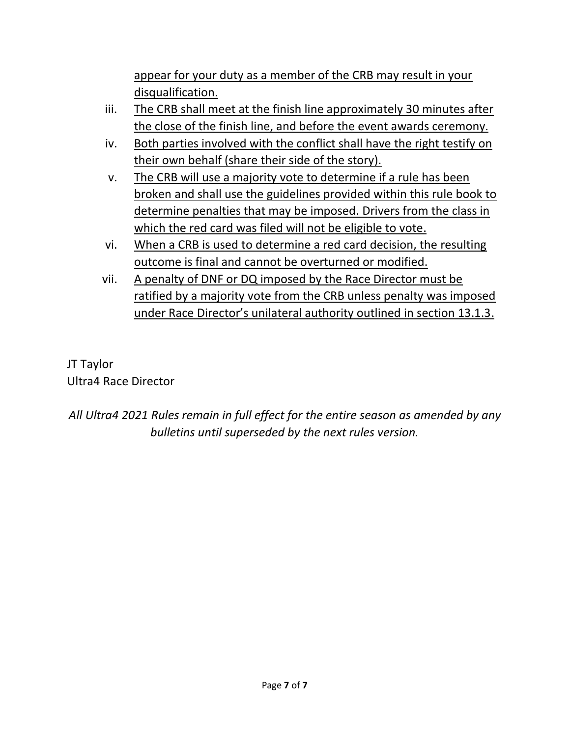appear for your duty as a member of the CRB may result in your disqualification.

iii. The CRB shall meet at the finish line approximately 30 minutes after the close of the finish line, and before the event awards ceremony.

iv. Both parties involved with the conflict shall have the right testify on their own behalf (share their side of the story).

v. The CRB will use a majority vote to determine if a rule has been broken and shall use the guidelines provided within this rule book to determine penalties that may be imposed. Drivers from the class in which the red card was filed will not be eligible to vote.

vi. When a CRB is used to determine a red card decision, the resulting outcome is final and cannot be overturned or modified.

vii. A penalty of DNF or DQ imposed by the Race Director must be ratified by a majority vote from the CRB unless penalty was imposed under Race Director's unilateral authority outlined in section 13.1.3.

JT Taylor
Ultra4 Race Director

*All Ultra4 2021 Rules remain in full effect for the entire season as amended by any bulletins until superseded by the next rules version.*